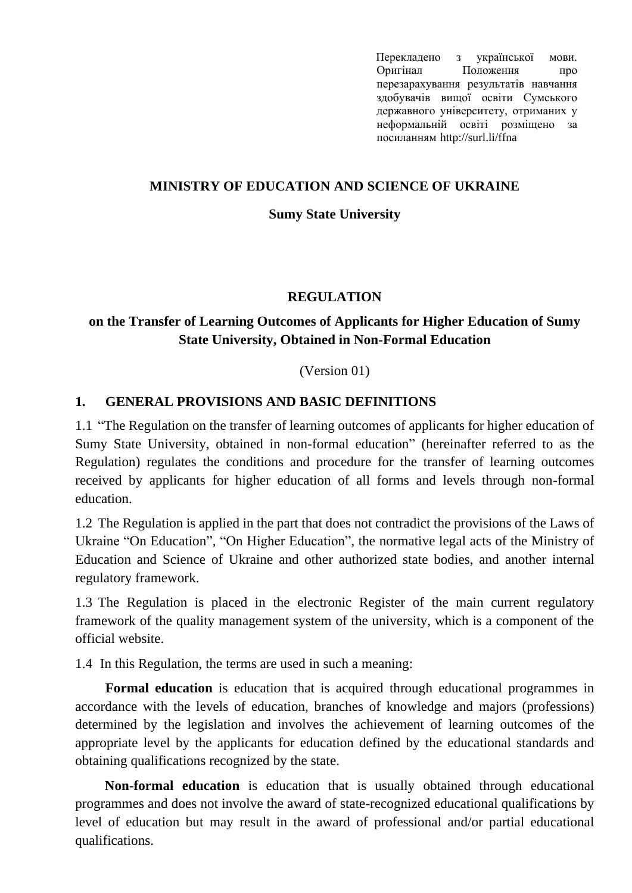Перекладено з української мови. Оригінал Положення про перезарахування результатів навчання здобувачів вищої освіти Сумського державного університету, отриманих у неформальній освіті розміщено за посиланням http://surl.li/ffna

**MINISTRY OF EDUCATION AND SCIENCE OF UKRAINE**

**Sumy State University**

# REGULATION

## on the Transfer of Learning Outcomes of Applicants for Higher Education of Sumy State University, Obtained in Non-Formal Education

(Version 01)

## 1. GENERAL PROVISIONS AND BASIC DEFINITIONS

1.1 "The Regulation on the transfer of learning outcomes of applicants for higher education of Sumy State University, obtained in non-formal education" (hereinafter referred to as the Regulation) regulates the conditions and procedure for the transfer of learning outcomes received by applicants for higher education of all forms and levels through non-formal education.

1.2 The Regulation is applied in the part that does not contradict the provisions of the Laws of Ukraine "On Education", "On Higher Education", the normative legal acts of the Ministry of Education and Science of Ukraine and other authorized state bodies, and another internal regulatory framework.

1.3 The Regulation is placed in the electronic Register of the main current regulatory framework of the quality management system of the university, which is a component of the official website.

1.4 In this Regulation, the terms are used in such a meaning:

**Formal education** is education that is acquired through educational programmes in accordance with the levels of education, branches of knowledge and majors (professions) determined by the legislation and involves the achievement of learning outcomes of the appropriate level by the applicants for education defined by the educational standards and obtaining qualifications recognized by the state.

**Non-formal education** is education that is usually obtained through educational programmes and does not involve the award of state-recognized educational qualifications by level of education but may result in the award of professional and/or partial educational qualifications.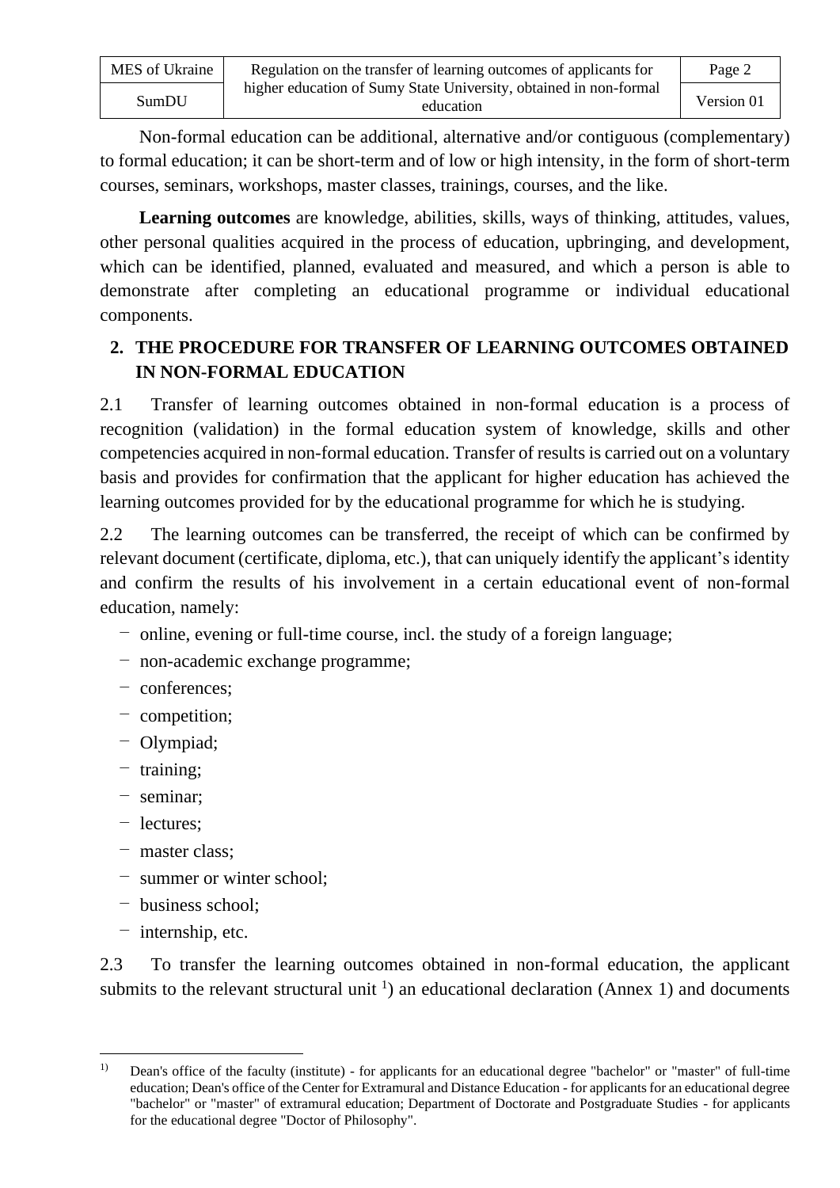Non-formal education can be additional, alternative and/or contiguous (complementary) to formal education; it can be short-term and of low or high intensity, in the form of short-term courses, seminars, workshops, master classes, trainings, courses, and the like.

**Learning outcomes** are knowledge, abilities, skills, ways of thinking, attitudes, values, other personal qualities acquired in the process of education, upbringing, and development, which can be identified, planned, evaluated and measured, and which a person is able to demonstrate after completing an educational programme or individual educational components.

## 2. THE PROCEDURE FOR TRANSFER OF LEARNING OUTCOMES OBTAINED IN NON-FORMAL EDUCATION

2.1 Transfer of learning outcomes obtained in non-formal education is a process of recognition (validation) in the formal education system of knowledge, skills and other competencies acquired in non-formal education. Transfer of results is carried out on a voluntary basis and provides for confirmation that the applicant for higher education has achieved the learning outcomes provided for by the educational programme for which he is studying.

2.2 The learning outcomes can be transferred, the receipt of which can be confirmed by relevant document (certificate, diploma, etc.), that can uniquely identify the applicant's identity and confirm the results of his involvement in a certain educational event of non-formal education, namely:

- online, evening or full-time course, incl. the study of a foreign language;
- non-academic exchange programme;
- conferences;
- competition;
- Olympiad;
- training;
- seminar;
- lectures;
- master class;
- summer or winter school;
- business school;
- internship, etc.

2.3 To transfer the learning outcomes obtained in non-formal education, the applicant submits to the relevant structural unit [1]) an educational declaration (Annex 1) and documents

---

[1]) Dean's office of the faculty (institute) - for applicants for an educational degree "bachelor" or "master" of full-time education; Dean's office of the Center for Extramural and Distance Education - for applicants for an educational degree "bachelor" or "master" of extramural education; Department of Doctorate and Postgraduate Studies - for applicants for the educational degree "Doctor of Philosophy".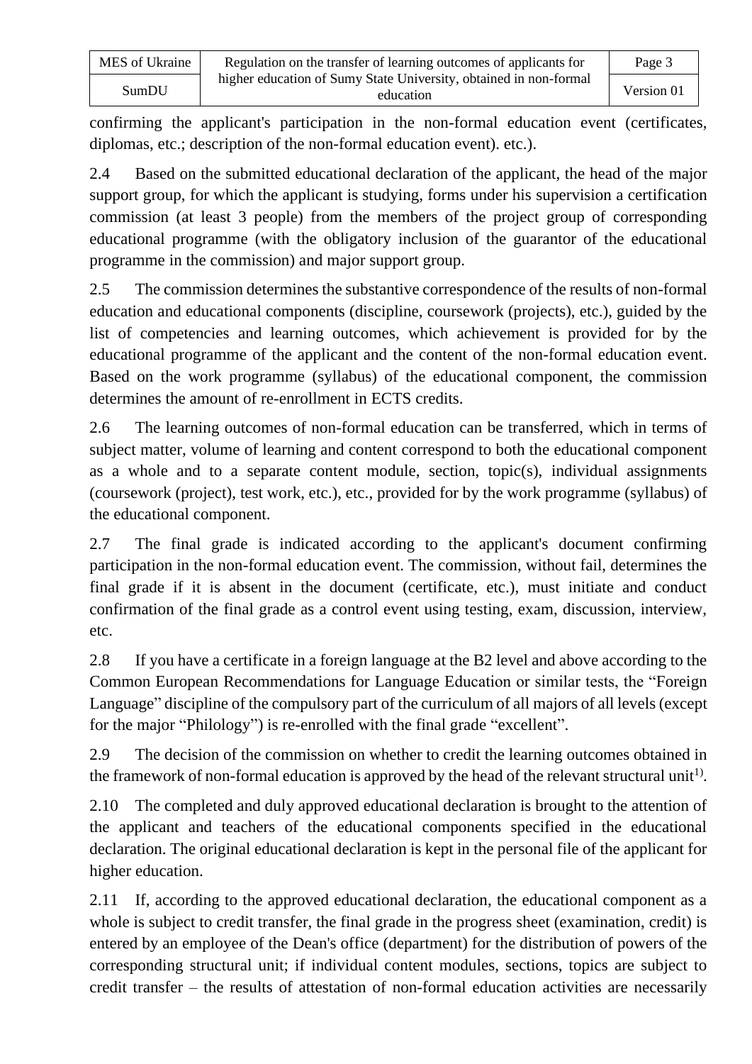confirming the applicant's participation in the non-formal education event (certificates, diplomas, etc.; description of the non-formal education event). etc.).

2.4 Based on the submitted educational declaration of the applicant, the head of the major support group, for which the applicant is studying, forms under his supervision a certification commission (at least 3 people) from the members of the project group of corresponding educational programme (with the obligatory inclusion of the guarantor of the educational programme in the commission) and major support group.

2.5 The commission determines the substantive correspondence of the results of non-formal education and educational components (discipline, coursework (projects), etc.), guided by the list of competencies and learning outcomes, which achievement is provided for by the educational programme of the applicant and the content of the non-formal education event. Based on the work programme (syllabus) of the educational component, the commission determines the amount of re-enrollment in ECTS credits.

2.6 The learning outcomes of non-formal education can be transferred, which in terms of subject matter, volume of learning and content correspond to both the educational component as a whole and to a separate content module, section, topic(s), individual assignments (coursework (project), test work, etc.), etc., provided for by the work programme (syllabus) of the educational component.

2.7 The final grade is indicated according to the applicant's document confirming participation in the non-formal education event. The commission, without fail, determines the final grade if it is absent in the document (certificate, etc.), must initiate and conduct confirmation of the final grade as a control event using testing, exam, discussion, interview, etc.

2.8 If you have a certificate in a foreign language at the B2 level and above according to the Common European Recommendations for Language Education or similar tests, the "Foreign Language" discipline of the compulsory part of the curriculum of all majors of all levels (except for the major "Philology") is re-enrolled with the final grade "excellent".

2.9 The decision of the commission on whether to credit the learning outcomes obtained in the framework of non-formal education is approved by the head of the relevant structural unit[1)].

2.10 The completed and duly approved educational declaration is brought to the attention of the applicant and teachers of the educational components specified in the educational declaration. The original educational declaration is kept in the personal file of the applicant for higher education.

2.11 If, according to the approved educational declaration, the educational component as a whole is subject to credit transfer, the final grade in the progress sheet (examination, credit) is entered by an employee of the Dean's office (department) for the distribution of powers of the corresponding structural unit; if individual content modules, sections, topics are subject to credit transfer – the results of attestation of non-formal education activities are necessarily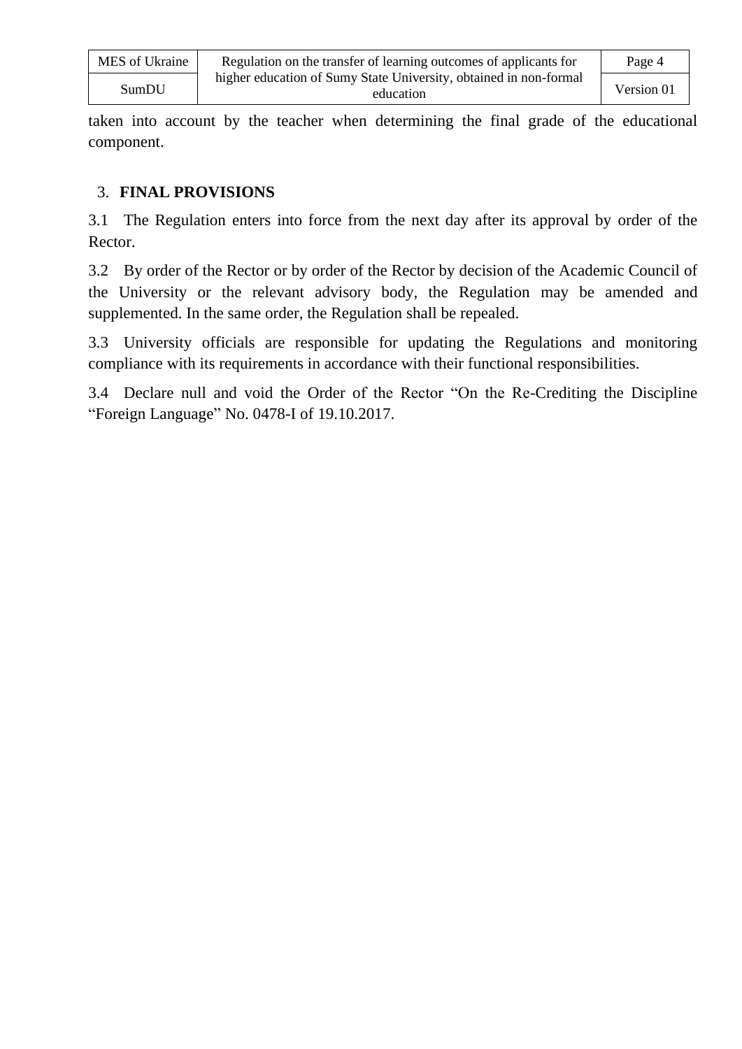taken into account by the teacher when determining the final grade of the educational component.

## 3. FINAL PROVISIONS

3.1 The Regulation enters into force from the next day after its approval by order of the Rector.

3.2 By order of the Rector or by order of the Rector by decision of the Academic Council of the University or the relevant advisory body, the Regulation may be amended and supplemented. In the same order, the Regulation shall be repealed.

3.3 University officials are responsible for updating the Regulations and monitoring compliance with its requirements in accordance with their functional responsibilities.

3.4 Declare null and void the Order of the Rector "On the Re-Crediting the Discipline "Foreign Language" No. 0478-I of 19.10.2017.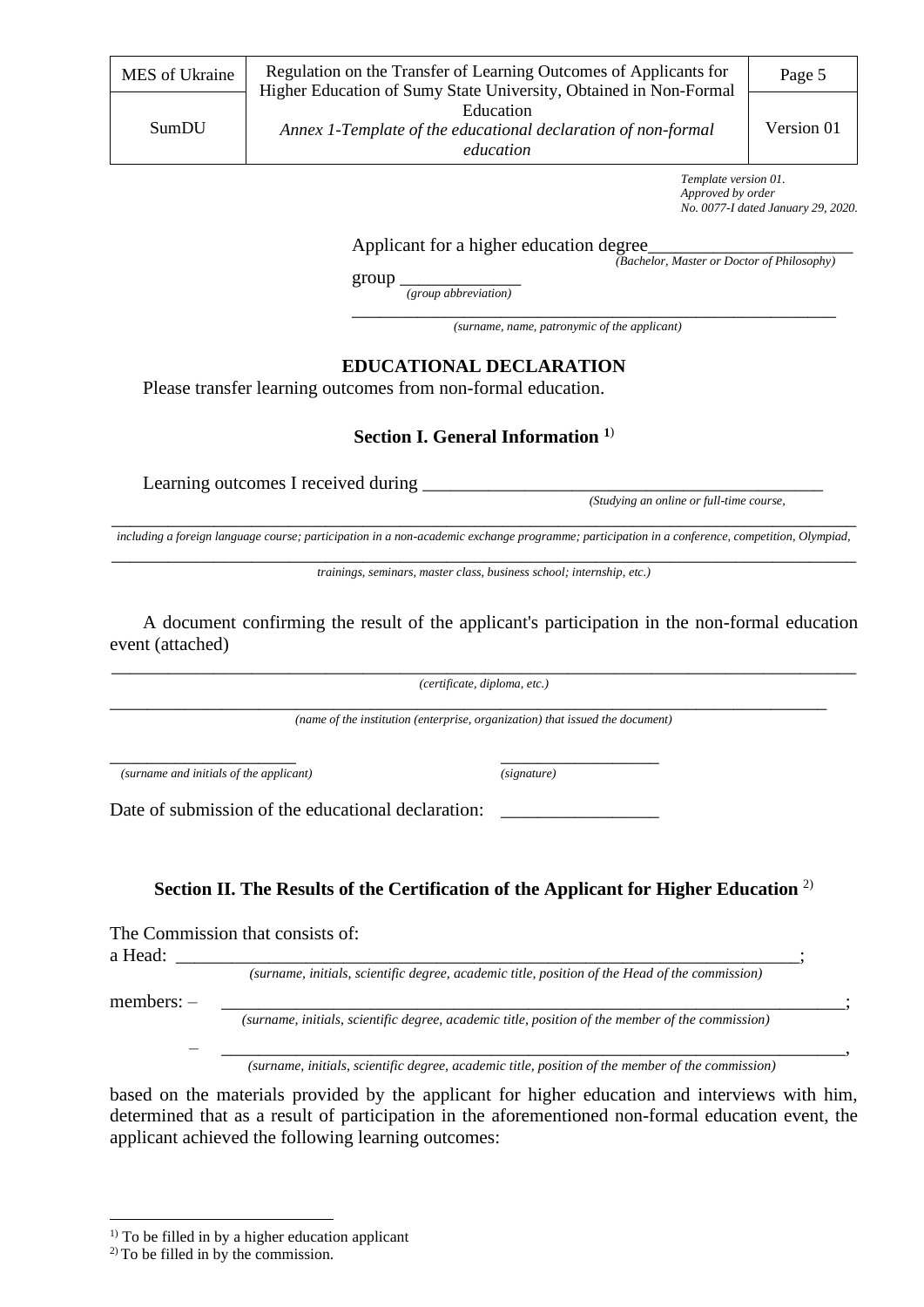*Template version 01.*
*Approved by order*
*No. 0077-I dated January 29, 2020.*

Applicant for a higher education degree______________________
*(Bachelor, Master or Doctor of Philosophy)*

group _____________
*(group abbreviation)*

_______________________________________________________
*(surname, name, patronymic of the applicant)*

## EDUCATIONAL DECLARATION

Please transfer learning outcomes from non-formal education.

### Section I. General Information [1]

Learning outcomes I received during ____________________________________________
*(Studying an online or full-time course,*

___________________________________________________________________________________
*including a foreign language course; participation in a non-academic exchange programme; participation in a conference, competition, Olympiad,*

___________________________________________________________________________________
*trainings, seminars, master class, business school; internship, etc.)*

A document confirming the result of the applicant's participation in the non-formal education event (attached)

___________________________________________________________________________________
*(certificate, diploma, etc.)*

_________________________________________________________________________________
*(name of the institution (enterprise, organization) that issued the document)*

_____________________ ___________________
*(surname and initials of the applicant)* *(signature)*

Date of submission of the educational declaration: _________________

### Section II. The Results of the Certification of the Applicant for Higher Education [2]

The Commission that consists of:

a Head: _________________________________________________________________________;
*(surname, initials, scientific degree, academic title, position of the Head of the commission)*

members: – _________________________________________________________________________;
*(surname, initials, scientific degree, academic title, position of the member of the commission)*

– _________________________________________________________________________,
*(surname, initials, scientific degree, academic title, position of the member of the commission)*

based on the materials provided by the applicant for higher education and interviews with him, determined that as a result of participation in the aforementioned non-formal education event, the applicant achieved the following learning outcomes:

---

[1] To be filled in by a higher education applicant

[2] To be filled in by the commission.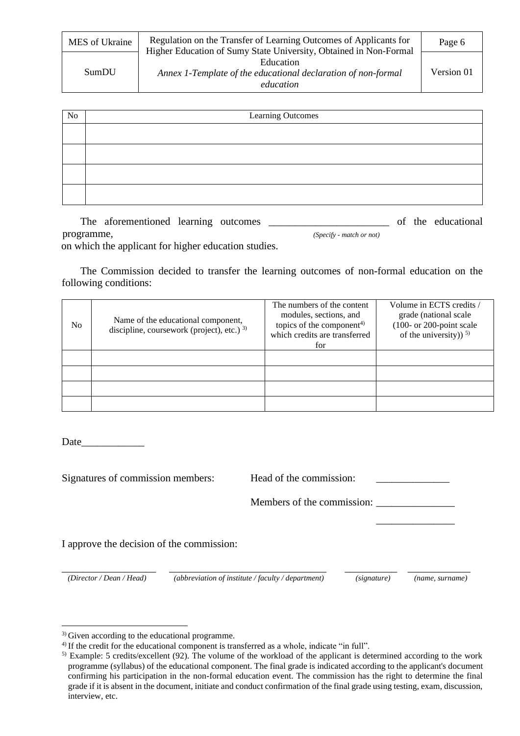| No | Learning Outcomes |
|---|---|
| | |
| | |
| | |
| | |

The aforementioned learning outcomes ______________________ of the educational programme,
*(Specify - match or not)*
on which the applicant for higher education studies.

The Commission decided to transfer the learning outcomes of non-formal education on the following conditions:

| No | Name of the educational component, discipline, coursework (project), etc.) [3)] | The numbers of the content modules, sections, and topics of the component[4)] which credits are transferred for | Volume in ECTS credits / grade (national scale (100- or 200-point scale of the university)) [5)] |
|---|---|---|---|
| | | | |
| | | | |
| | | | |
| | | | |

Date____________

Signatures of commission members: Head of the commission: ______________

Members of the commission: _______________

_______________

I approve the decision of the commission:

____________________ ________________________________ ___________ _____________
*(Director / Dean / Head)* *(abbreviation of institute / faculty / department)* *(signature)* *(name, surname)*

---

[3)] Given according to the educational programme.

[4)] If the credit for the educational component is transferred as a whole, indicate “in full”.

[5)] Example: 5 credits/excellent (92). The volume of the workload of the applicant is determined according to the work programme (syllabus) of the educational component. The final grade is indicated according to the applicant's document confirming his participation in the non-formal education event. The commission has the right to determine the final grade if it is absent in the document, initiate and conduct confirmation of the final grade using testing, exam, discussion, interview, etc.